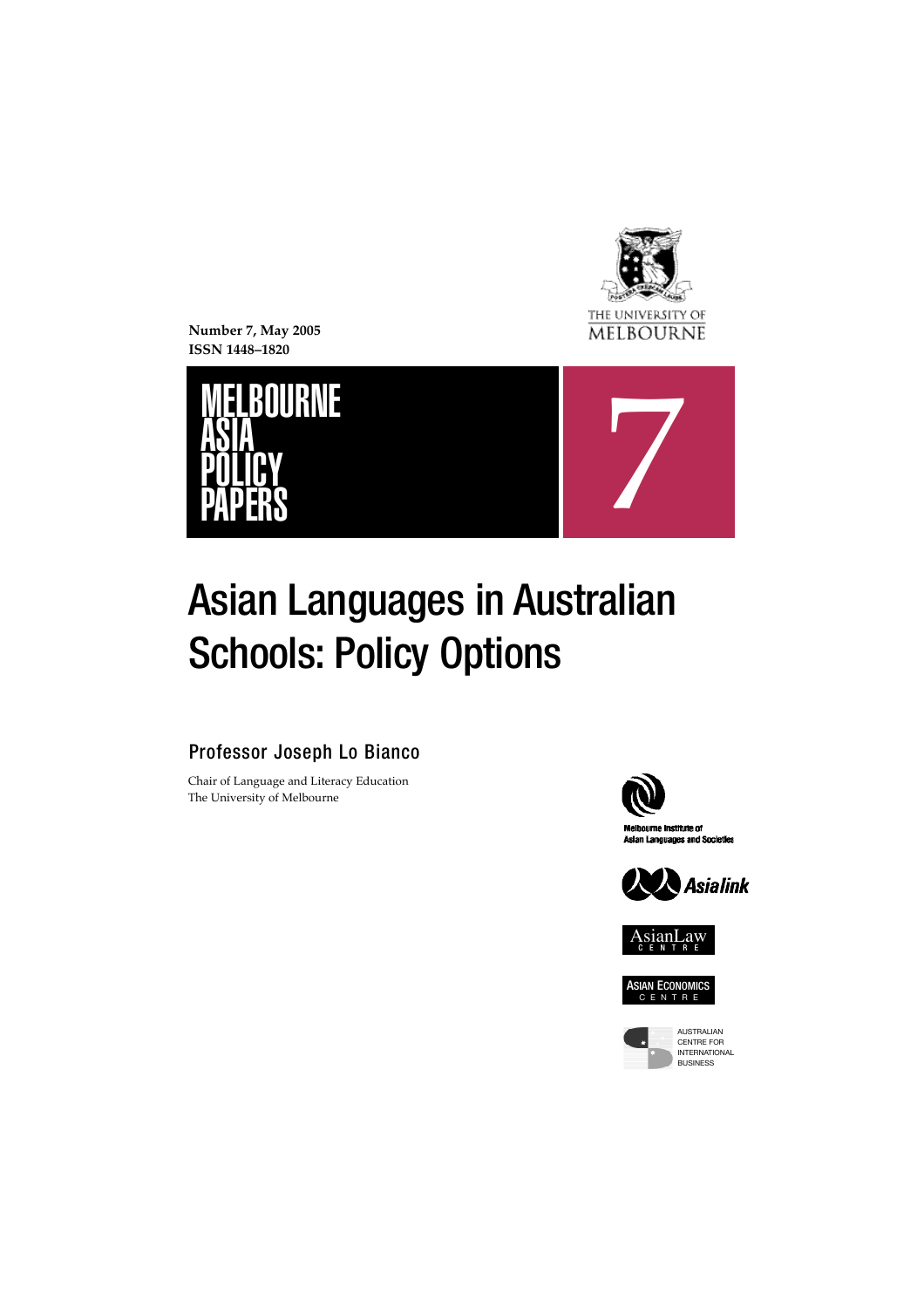Number 7, May 2005
ISSN 1448–1820

THE UNIVERSITY OF MELBOURNE

MELBOURNE ASIA POLICY PAPERS

7

# Asian Languages in Australian Schools: Policy Options

## Professor Joseph Lo Bianco

Chair of Language and Literacy Education
The University of Melbourne

Melbourne Institute of Asian Languages and Societies

Asialink

AsianLaw Centre

Asian Economics Centre

Australian Centre for International Business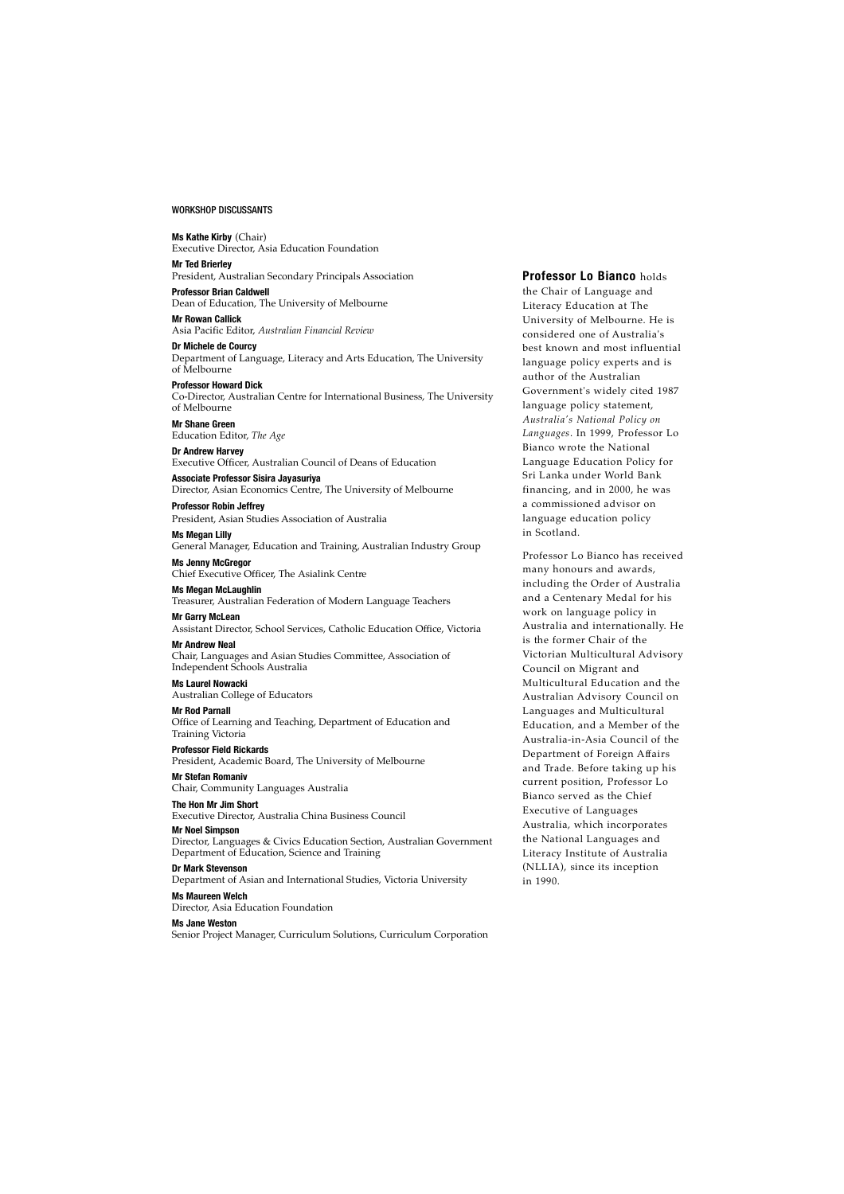## WORKSHOP DISCUSSANTS

**Ms Kathe Kirby** (Chair)
Executive Director, Asia Education Foundation

**Mr Ted Brierley**
President, Australian Secondary Principals Association

**Professor Brian Caldwell**
Dean of Education, The University of Melbourne

**Mr Rowan Callick**
Asia Pacific Editor, *Australian Financial Review*

**Dr Michele de Courcy**
Department of Language, Literacy and Arts Education, The University of Melbourne

**Professor Howard Dick**
Co-Director, Australian Centre for International Business, The University of Melbourne

**Mr Shane Green**
Education Editor, *The Age*

**Dr Andrew Harvey**
Executive Officer, Australian Council of Deans of Education

**Associate Professor Sisira Jayasuriya**
Director, Asian Economics Centre, The University of Melbourne

**Professor Robin Jeffrey**
President, Asian Studies Association of Australia

**Ms Megan Lilly**
General Manager, Education and Training, Australian Industry Group

**Ms Jenny McGregor**
Chief Executive Officer, The Asialink Centre

**Ms Megan McLaughlin**
Treasurer, Australian Federation of Modern Language Teachers

**Mr Garry McLean**
Assistant Director, School Services, Catholic Education Office, Victoria

**Mr Andrew Neal**
Chair, Languages and Asian Studies Committee, Association of Independent Schools Australia

**Ms Laurel Nowacki**
Australian College of Educators

**Mr Rod Parnall**
Office of Learning and Teaching, Department of Education and Training Victoria

**Professor Field Rickards**
President, Academic Board, The University of Melbourne

**Mr Stefan Romaniv**
Chair, Community Languages Australia

**The Hon Mr Jim Short**
Executive Director, Australia China Business Council

**Mr Noel Simpson**
Director, Languages & Civics Education Section, Australian Government Department of Education, Science and Training

**Dr Mark Stevenson**
Department of Asian and International Studies, Victoria University

**Ms Maureen Welch**
Director, Asia Education Foundation

**Ms Jane Weston**
Senior Project Manager, Curriculum Solutions, Curriculum Corporation

**Professor Lo Bianco** holds the Chair of Language and Literacy Education at The University of Melbourne. He is considered one of Australia's best known and most influential language policy experts and is author of the Australian Government's widely cited 1987 language policy statement, *Australia's National Policy on Languages*. In 1999, Professor Lo Bianco wrote the National Language Education Policy for Sri Lanka under World Bank financing, and in 2000, he was a commissioned advisor on language education policy in Scotland.

Professor Lo Bianco has received many honours and awards, including the Order of Australia and a Centenary Medal for his work on language policy in Australia and internationally. He is the former Chair of the Victorian Multicultural Advisory Council on Migrant and Multicultural Education and the Australian Advisory Council on Languages and Multicultural Education, and a Member of the Australia-in-Asia Council of the Department of Foreign Affairs and Trade. Before taking up his current position, Professor Lo Bianco served as the Chief Executive of Languages Australia, which incorporates the National Languages and Literacy Institute of Australia (NLLIA), since its inception in 1990.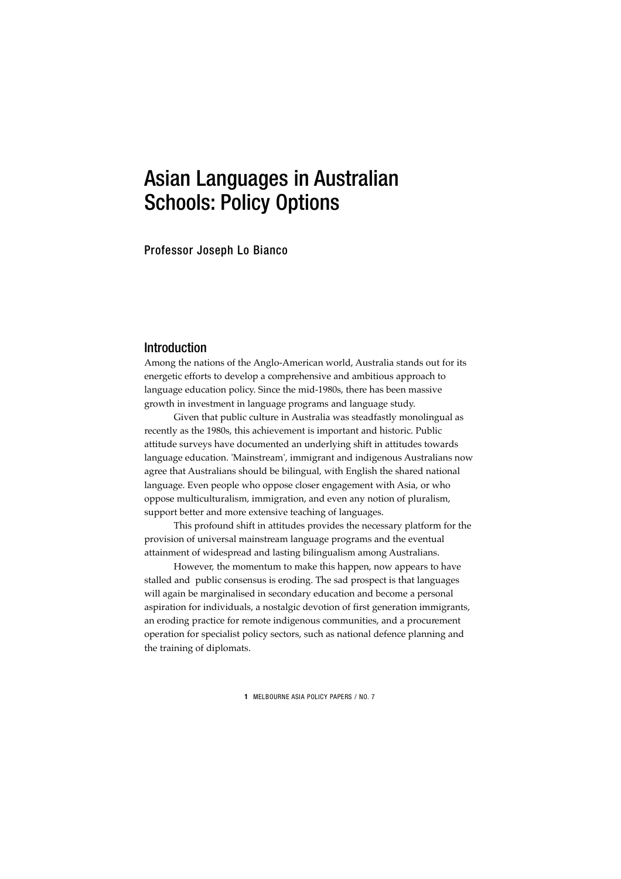# Asian Languages in Australian Schools: Policy Options

Professor Joseph Lo Bianco

## Introduction

Among the nations of the Anglo-American world, Australia stands out for its energetic efforts to develop a comprehensive and ambitious approach to language education policy. Since the mid-1980s, there has been massive growth in investment in language programs and language study.

Given that public culture in Australia was steadfastly monolingual as recently as the 1980s, this achievement is important and historic. Public attitude surveys have documented an underlying shift in attitudes towards language education. 'Mainstream', immigrant and indigenous Australians now agree that Australians should be bilingual, with English the shared national language. Even people who oppose closer engagement with Asia, or who oppose multiculturalism, immigration, and even any notion of pluralism, support better and more extensive teaching of languages.

This profound shift in attitudes provides the necessary platform for the provision of universal mainstream language programs and the eventual attainment of widespread and lasting bilingualism among Australians.

However, the momentum to make this happen, now appears to have stalled and public consensus is eroding. The sad prospect is that languages will again be marginalised in secondary education and become a personal aspiration for individuals, a nostalgic devotion of first generation immigrants, an eroding practice for remote indigenous communities, and a procurement operation for specialist policy sectors, such as national defence planning and the training of diplomats.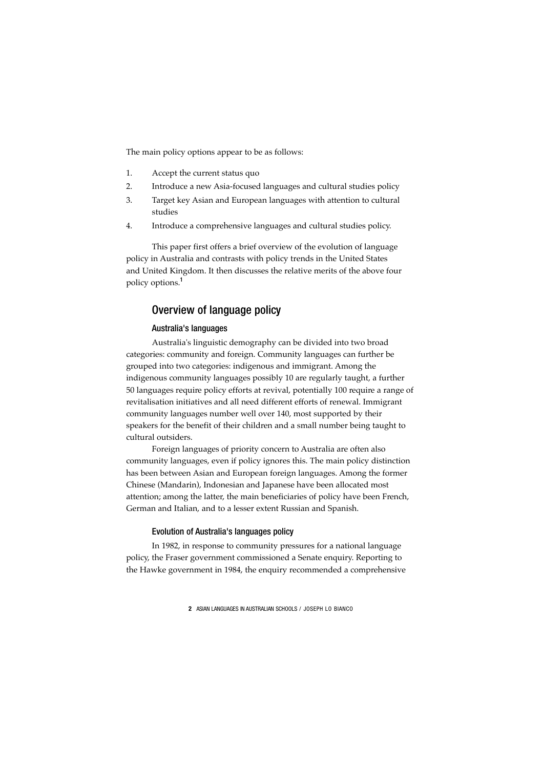The main policy options appear to be as follows:

1. Accept the current status quo
2. Introduce a new Asia-focused languages and cultural studies policy
3. Target key Asian and European languages with attention to cultural studies
4. Introduce a comprehensive languages and cultural studies policy.

This paper first offers a brief overview of the evolution of language policy in Australia and contrasts with policy trends in the United States and United Kingdom. It then discusses the relative merits of the above four policy options.[1]

## Overview of language policy

### Australia's languages

Australia's linguistic demography can be divided into two broad categories: community and foreign. Community languages can further be grouped into two categories: indigenous and immigrant. Among the indigenous community languages possibly 10 are regularly taught, a further 50 languages require policy efforts at revival, potentially 100 require a range of revitalisation initiatives and all need different efforts of renewal. Immigrant community languages number well over 140, most supported by their speakers for the benefit of their children and a small number being taught to cultural outsiders.

Foreign languages of priority concern to Australia are often also community languages, even if policy ignores this. The main policy distinction has been between Asian and European foreign languages. Among the former Chinese (Mandarin), Indonesian and Japanese have been allocated most attention; among the latter, the main beneficiaries of policy have been French, German and Italian, and to a lesser extent Russian and Spanish.

### Evolution of Australia's languages policy

In 1982, in response to community pressures for a national language policy, the Fraser government commissioned a Senate enquiry. Reporting to the Hawke government in 1984, the enquiry recommended a comprehensive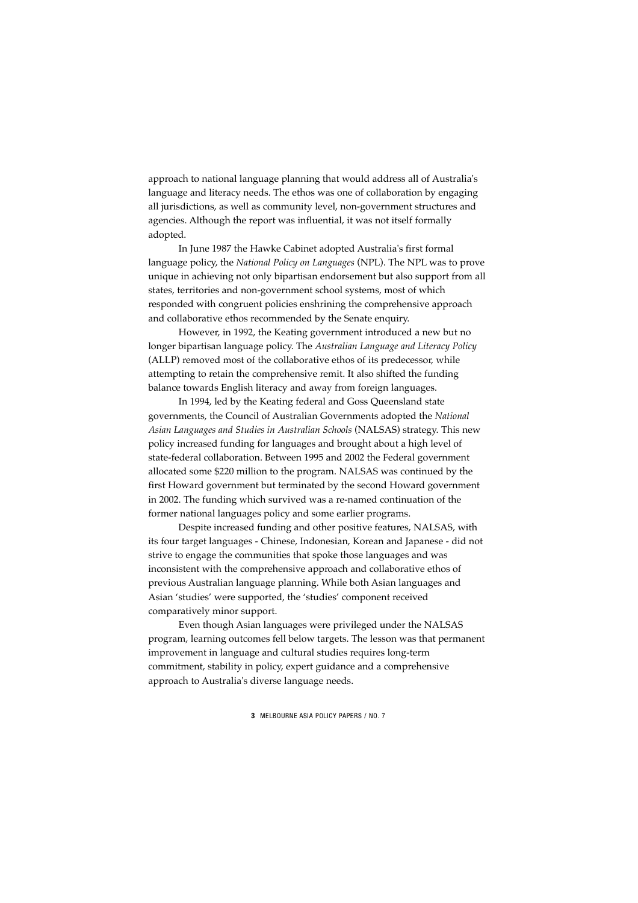approach to national language planning that would address all of Australia's language and literacy needs. The ethos was one of collaboration by engaging all jurisdictions, as well as community level, non-government structures and agencies. Although the report was influential, it was not itself formally adopted.

In June 1987 the Hawke Cabinet adopted Australia's first formal language policy, the *National Policy on Languages* (NPL). The NPL was to prove unique in achieving not only bipartisan endorsement but also support from all states, territories and non-government school systems, most of which responded with congruent policies enshrining the comprehensive approach and collaborative ethos recommended by the Senate enquiry.

However, in 1992, the Keating government introduced a new but no longer bipartisan language policy. The *Australian Language and Literacy Policy* (ALLP) removed most of the collaborative ethos of its predecessor, while attempting to retain the comprehensive remit. It also shifted the funding balance towards English literacy and away from foreign languages.

In 1994, led by the Keating federal and Goss Queensland state governments, the Council of Australian Governments adopted the *National Asian Languages and Studies in Australian Schools* (NALSAS) strategy. This new policy increased funding for languages and brought about a high level of state-federal collaboration. Between 1995 and 2002 the Federal government allocated some $220 million to the program. NALSAS was continued by the first Howard government but terminated by the second Howard government in 2002. The funding which survived was a re-named continuation of the former national languages policy and some earlier programs.

Despite increased funding and other positive features, NALSAS, with its four target languages - Chinese, Indonesian, Korean and Japanese - did not strive to engage the communities that spoke those languages and was inconsistent with the comprehensive approach and collaborative ethos of previous Australian language planning. While both Asian languages and Asian 'studies' were supported, the 'studies' component received comparatively minor support.

Even though Asian languages were privileged under the NALSAS program, learning outcomes fell below targets. The lesson was that permanent improvement in language and cultural studies requires long-term commitment, stability in policy, expert guidance and a comprehensive approach to Australia's diverse language needs.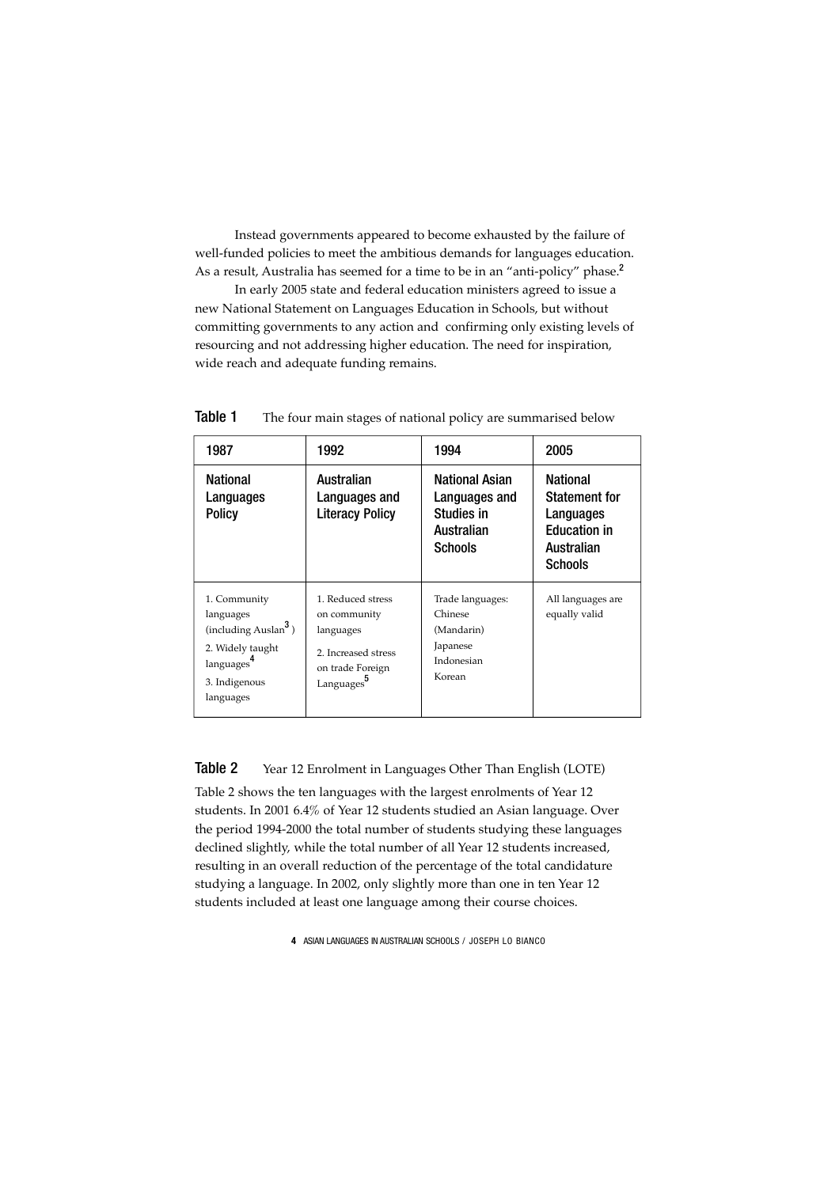Instead governments appeared to become exhausted by the failure of well-funded policies to meet the ambitious demands for languages education. As a result, Australia has seemed for a time to be in an "anti-policy" phase.[2]

In early 2005 state and federal education ministers agreed to issue a new National Statement on Languages Education in Schools, but without committing governments to any action and confirming only existing levels of resourcing and not addressing higher education. The need for inspiration, wide reach and adequate funding remains.

**Table 1** The four main stages of national policy are summarised below

| 1987 | 1992 | 1994 | 2005 |
| --- | --- | --- | --- |
| **National Languages Policy** | **Australian Languages and Literacy Policy** | **National Asian Languages and Studies in Australian Schools** | **National Statement for Languages Education in Australian Schools** |
| 1. Community languages (including Auslan[3]) 2. Widely taught languages[4] 3. Indigenous languages | 1. Reduced stress on community languages 2. Increased stress on trade Foreign Languages[5] | Trade languages: Chinese (Mandarin) Japanese Indonesian Korean | All languages are equally valid |

**Table 2** Year 12 Enrolment in Languages Other Than English (LOTE)

Table 2 shows the ten languages with the largest enrolments of Year 12 students. In 2001 6.4% of Year 12 students studied an Asian language. Over the period 1994-2000 the total number of students studying these languages declined slightly, while the total number of all Year 12 students increased, resulting in an overall reduction of the percentage of the total candidature studying a language. In 2002, only slightly more than one in ten Year 12 students included at least one language among their course choices.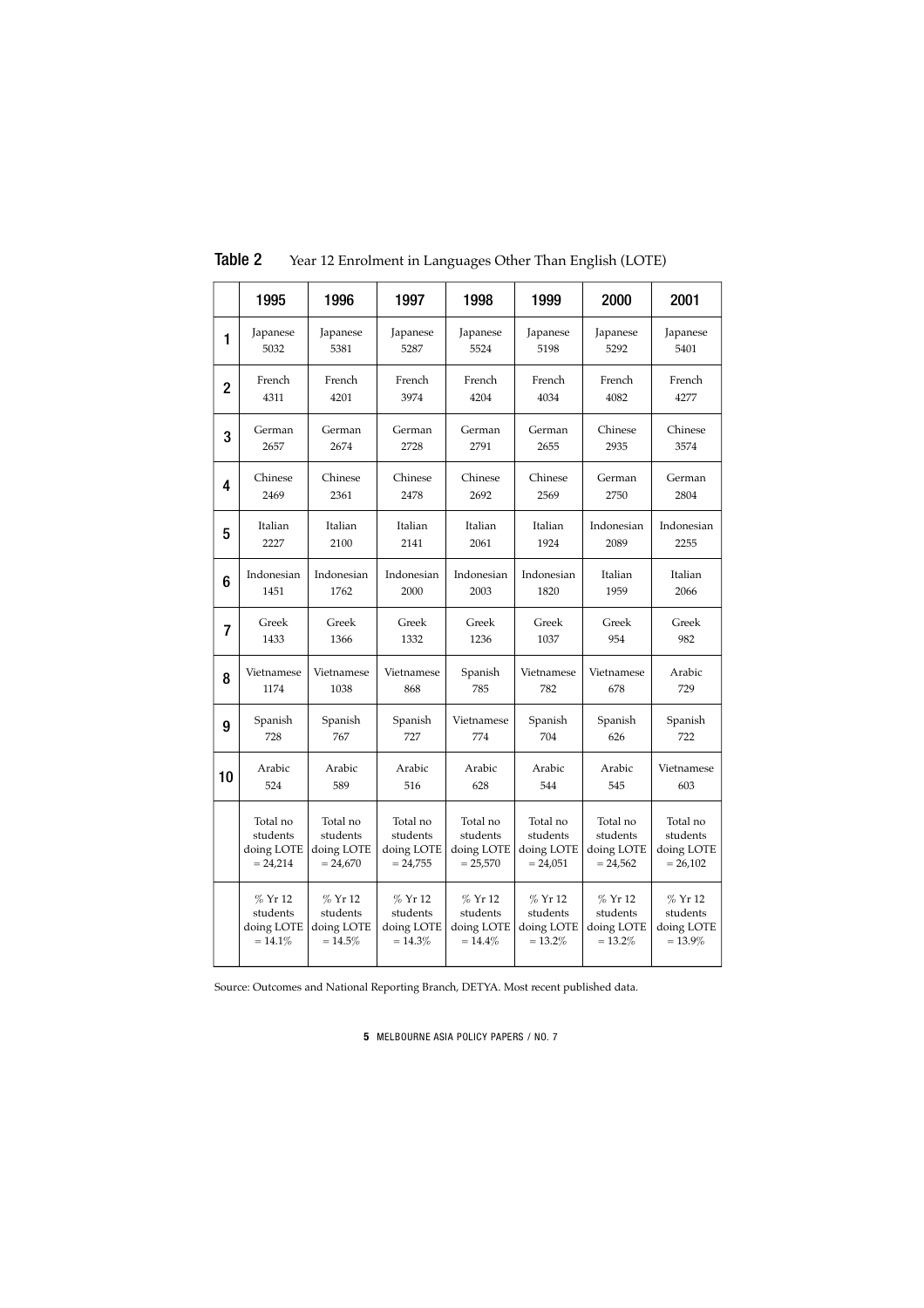**Table 2** Year 12 Enrolment in Languages Other Than English (LOTE)

| | 1995 | 1996 | 1997 | 1998 | 1999 | 2000 | 2001 |
|---|---|---|---|---|---|---|---|
| 1 | Japanese 5032 | Japanese 5381 | Japanese 5287 | Japanese 5524 | Japanese 5198 | Japanese 5292 | Japanese 5401 |
| 2 | French 4311 | French 4201 | French 3974 | French 4204 | French 4034 | French 4082 | French 4277 |
| 3 | German 2657 | German 2674 | German 2728 | German 2791 | German 2655 | Chinese 2935 | Chinese 3574 |
| 4 | Chinese 2469 | Chinese 2361 | Chinese 2478 | Chinese 2692 | Chinese 2569 | German 2750 | German 2804 |
| 5 | Italian 2227 | Italian 2100 | Italian 2141 | Italian 2061 | Italian 1924 | Indonesian 2089 | Indonesian 2255 |
| 6 | Indonesian 1451 | Indonesian 1762 | Indonesian 2000 | Indonesian 2003 | Indonesian 1820 | Italian 1959 | Italian 2066 |
| 7 | Greek 1433 | Greek 1366 | Greek 1332 | Greek 1236 | Greek 1037 | Greek 954 | Greek 982 |
| 8 | Vietnamese 1174 | Vietnamese 1038 | Vietnamese 868 | Spanish 785 | Vietnamese 782 | Vietnamese 678 | Arabic 729 |
| 9 | Spanish 728 | Spanish 767 | Spanish 727 | Vietnamese 774 | Spanish 704 | Spanish 626 | Spanish 722 |
| 10 | Arabic 524 | Arabic 589 | Arabic 516 | Arabic 628 | Arabic 544 | Arabic 545 | Vietnamese 603 |
| | Total no students doing LOTE = 24,214 | Total no students doing LOTE = 24,670 | Total no students doing LOTE = 24,755 | Total no students doing LOTE = 25,570 | Total no students doing LOTE = 24,051 | Total no students doing LOTE = 24,562 | Total no students doing LOTE = 26,102 |
| | % Yr 12 students doing LOTE = 14.1% | % Yr 12 students doing LOTE = 14.5% | % Yr 12 students doing LOTE = 14.3% | % Yr 12 students doing LOTE = 14.4% | % Yr 12 students doing LOTE = 13.2% | % Yr 12 students doing LOTE = 13.2% | % Yr 12 students doing LOTE = 13.9% |

Source: Outcomes and National Reporting Branch, DETYA. Most recent published data.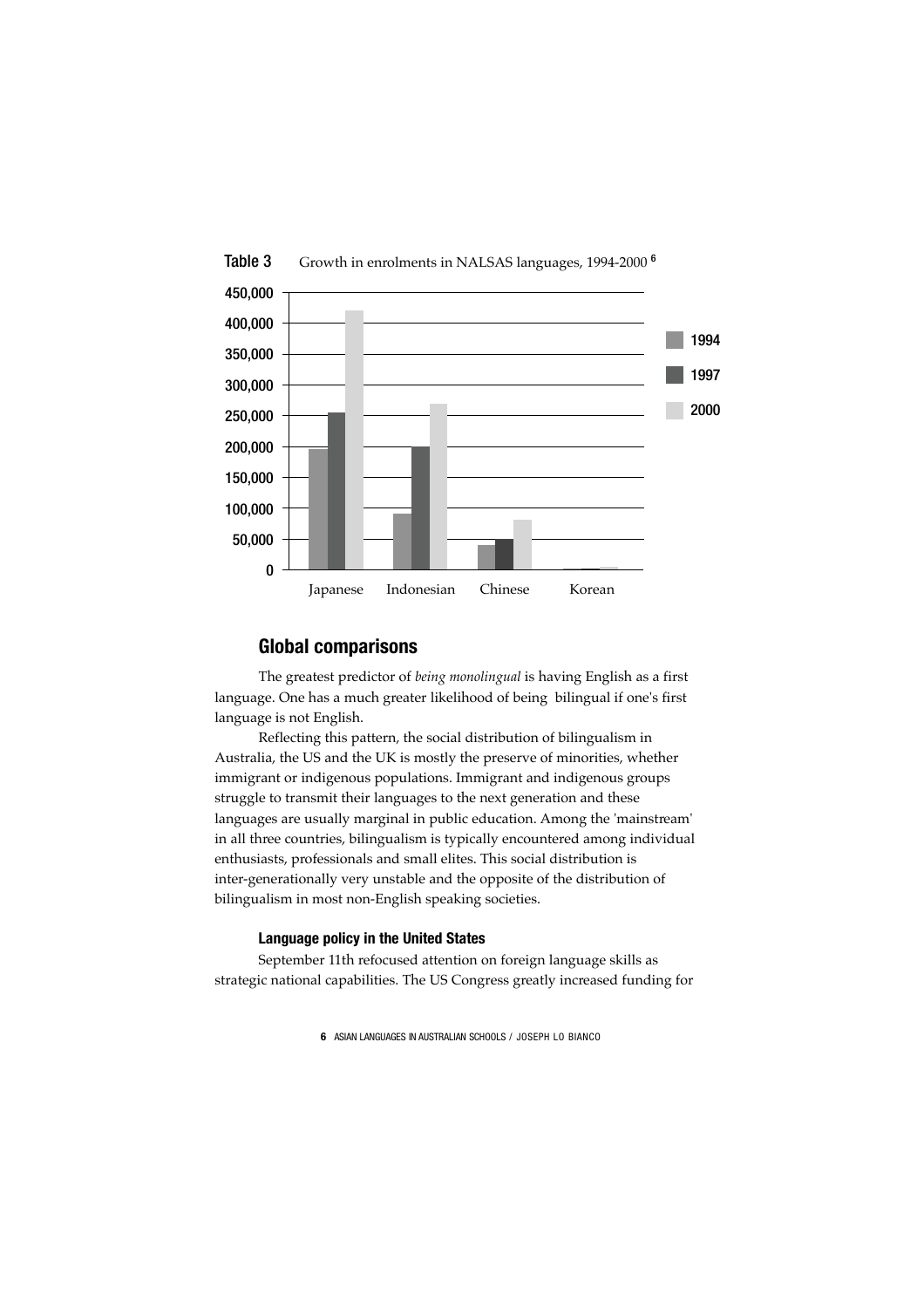**Table 3** Growth in enrolments in NALSAS languages, 1994-2000 [6]

## Global comparisons

The greatest predictor of *being monolingual* is having English as a first language. One has a much greater likelihood of being bilingual if one's first language is not English.

Reflecting this pattern, the social distribution of bilingualism in Australia, the US and the UK is mostly the preserve of minorities, whether immigrant or indigenous populations. Immigrant and indigenous groups struggle to transmit their languages to the next generation and these languages are usually marginal in public education. Among the 'mainstream' in all three countries, bilingualism is typically encountered among individual enthusiasts, professionals and small elites. This social distribution is inter-generationally very unstable and the opposite of the distribution of bilingualism in most non-English speaking societies.

### Language policy in the United States

September 11th refocused attention on foreign language skills as strategic national capabilities. The US Congress greatly increased funding for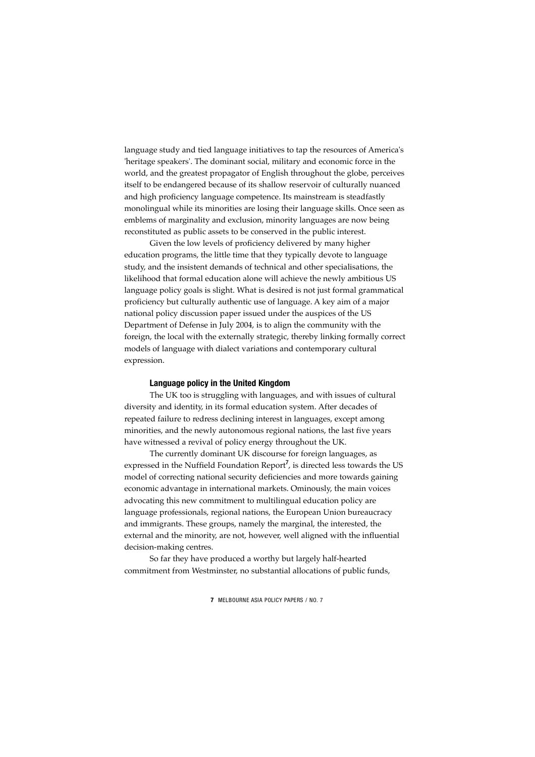language study and tied language initiatives to tap the resources of America's 'heritage speakers'. The dominant social, military and economic force in the world, and the greatest propagator of English throughout the globe, perceives itself to be endangered because of its shallow reservoir of culturally nuanced and high proficiency language competence. Its mainstream is steadfastly monolingual while its minorities are losing their language skills. Once seen as emblems of marginality and exclusion, minority languages are now being reconstituted as public assets to be conserved in the public interest.

Given the low levels of proficiency delivered by many higher education programs, the little time that they typically devote to language study, and the insistent demands of technical and other specialisations, the likelihood that formal education alone will achieve the newly ambitious US language policy goals is slight. What is desired is not just formal grammatical proficiency but culturally authentic use of language. A key aim of a major national policy discussion paper issued under the auspices of the US Department of Defense in July 2004, is to align the community with the foreign, the local with the externally strategic, thereby linking formally correct models of language with dialect variations and contemporary cultural expression.

### Language policy in the United Kingdom

The UK too is struggling with languages, and with issues of cultural diversity and identity, in its formal education system. After decades of repeated failure to redress declining interest in languages, except among minorities, and the newly autonomous regional nations, the last five years have witnessed a revival of policy energy throughout the UK.

The currently dominant UK discourse for foreign languages, as expressed in the Nuffield Foundation Report[7], is directed less towards the US model of correcting national security deficiencies and more towards gaining economic advantage in international markets. Ominously, the main voices advocating this new commitment to multilingual education policy are language professionals, regional nations, the European Union bureaucracy and immigrants. These groups, namely the marginal, the interested, the external and the minority, are not, however, well aligned with the influential decision-making centres.

So far they have produced a worthy but largely half-hearted commitment from Westminster, no substantial allocations of public funds,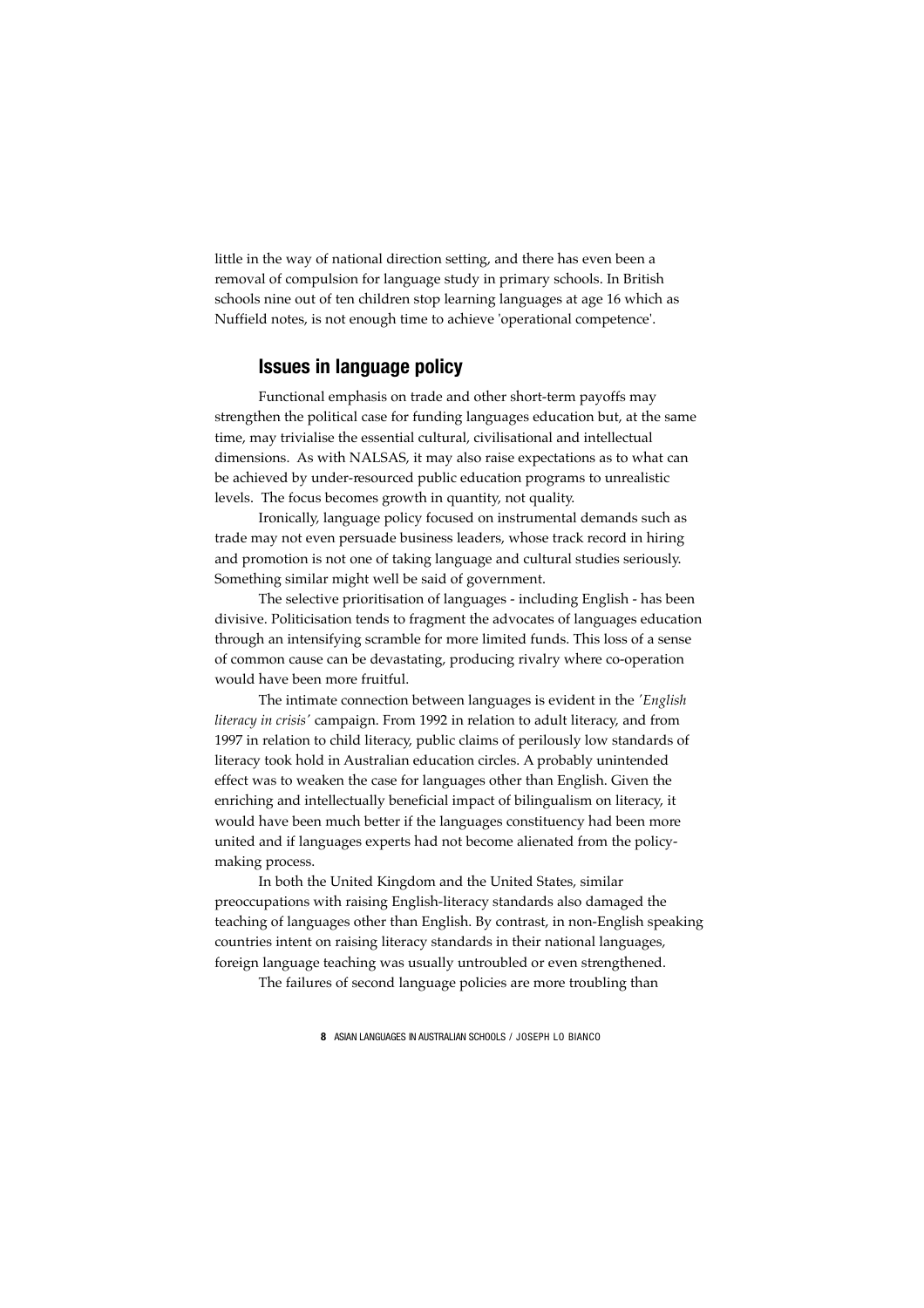little in the way of national direction setting, and there has even been a removal of compulsion for language study in primary schools. In British schools nine out of ten children stop learning languages at age 16 which as Nuffield notes, is not enough time to achieve 'operational competence'.

## Issues in language policy

Functional emphasis on trade and other short-term payoffs may strengthen the political case for funding languages education but, at the same time, may trivialise the essential cultural, civilisational and intellectual dimensions. As with NALSAS, it may also raise expectations as to what can be achieved by under-resourced public education programs to unrealistic levels. The focus becomes growth in quantity, not quality.

Ironically, language policy focused on instrumental demands such as trade may not even persuade business leaders, whose track record in hiring and promotion is not one of taking language and cultural studies seriously. Something similar might well be said of government.

The selective prioritisation of languages - including English - has been divisive. Politicisation tends to fragment the advocates of languages education through an intensifying scramble for more limited funds. This loss of a sense of common cause can be devastating, producing rivalry where co-operation would have been more fruitful.

The intimate connection between languages is evident in the *'English literacy in crisis'* campaign. From 1992 in relation to adult literacy, and from 1997 in relation to child literacy, public claims of perilously low standards of literacy took hold in Australian education circles. A probably unintended effect was to weaken the case for languages other than English. Given the enriching and intellectually beneficial impact of bilingualism on literacy, it would have been much better if the languages constituency had been more united and if languages experts had not become alienated from the policy-making process.

In both the United Kingdom and the United States, similar preoccupations with raising English-literacy standards also damaged the teaching of languages other than English. By contrast, in non-English speaking countries intent on raising literacy standards in their national languages, foreign language teaching was usually untroubled or even strengthened.

The failures of second language policies are more troubling than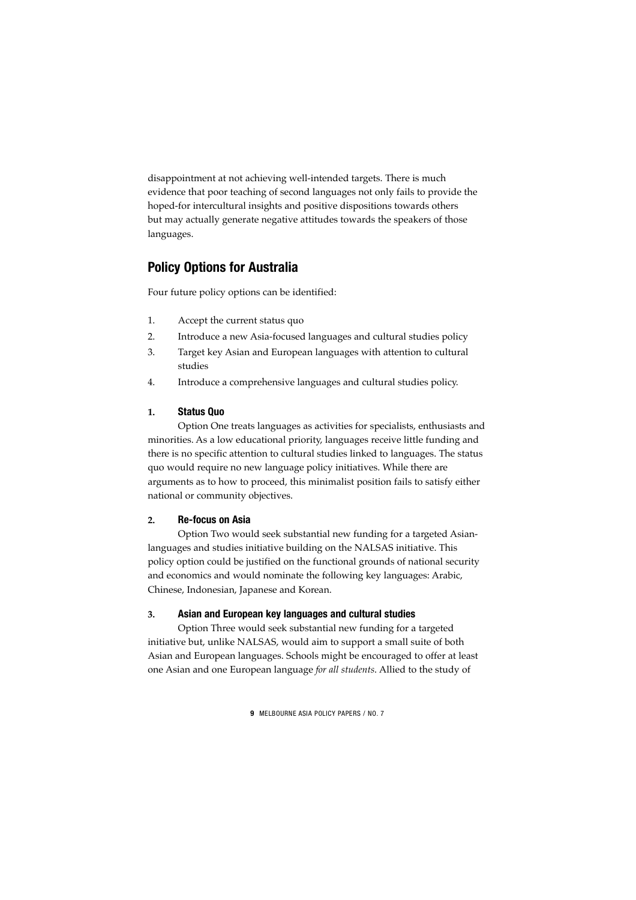disappointment at not achieving well-intended targets. There is much evidence that poor teaching of second languages not only fails to provide the hoped-for intercultural insights and positive dispositions towards others but may actually generate negative attitudes towards the speakers of those languages.

## Policy Options for Australia

Four future policy options can be identified:

1. Accept the current status quo
2. Introduce a new Asia-focused languages and cultural studies policy
3. Target key Asian and European languages with attention to cultural studies
4. Introduce a comprehensive languages and cultural studies policy.

### 1. Status Quo

Option One treats languages as activities for specialists, enthusiasts and minorities. As a low educational priority, languages receive little funding and there is no specific attention to cultural studies linked to languages. The status quo would require no new language policy initiatives. While there are arguments as to how to proceed, this minimalist position fails to satisfy either national or community objectives.

### 2. Re-focus on Asia

Option Two would seek substantial new funding for a targeted Asian-languages and studies initiative building on the NALSAS initiative. This policy option could be justified on the functional grounds of national security and economics and would nominate the following key languages: Arabic, Chinese, Indonesian, Japanese and Korean.

### 3. Asian and European key languages and cultural studies

Option Three would seek substantial new funding for a targeted initiative but, unlike NALSAS, would aim to support a small suite of both Asian and European languages. Schools might be encouraged to offer at least one Asian and one European language *for all students*. Allied to the study of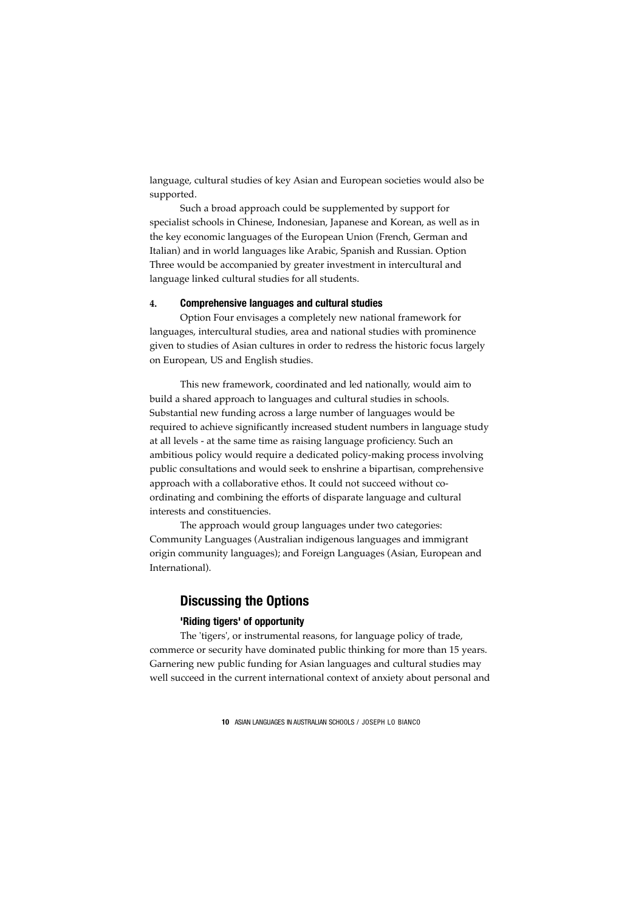language, cultural studies of key Asian and European societies would also be supported.

Such a broad approach could be supplemented by support for specialist schools in Chinese, Indonesian, Japanese and Korean, as well as in the key economic languages of the European Union (French, German and Italian) and in world languages like Arabic, Spanish and Russian. Option Three would be accompanied by greater investment in intercultural and language linked cultural studies for all students.

#### 4. Comprehensive languages and cultural studies

Option Four envisages a completely new national framework for languages, intercultural studies, area and national studies with prominence given to studies of Asian cultures in order to redress the historic focus largely on European, US and English studies.

This new framework, coordinated and led nationally, would aim to build a shared approach to languages and cultural studies in schools. Substantial new funding across a large number of languages would be required to achieve significantly increased student numbers in language study at all levels - at the same time as raising language proficiency. Such an ambitious policy would require a dedicated policy-making process involving public consultations and would seek to enshrine a bipartisan, comprehensive approach with a collaborative ethos. It could not succeed without co-ordinating and combining the efforts of disparate language and cultural interests and constituencies.

The approach would group languages under two categories: Community Languages (Australian indigenous languages and immigrant origin community languages); and Foreign Languages (Asian, European and International).

## Discussing the Options

### 'Riding tigers' of opportunity

The 'tigers', or instrumental reasons, for language policy of trade, commerce or security have dominated public thinking for more than 15 years. Garnering new public funding for Asian languages and cultural studies may well succeed in the current international context of anxiety about personal and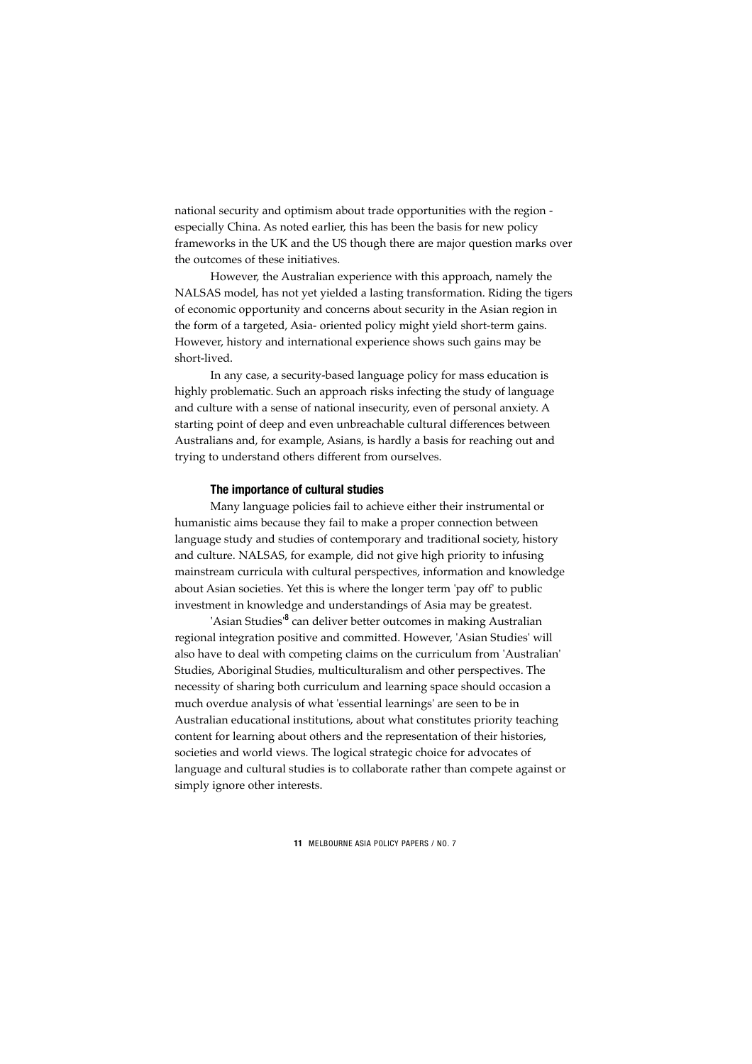national security and optimism about trade opportunities with the region - especially China. As noted earlier, this has been the basis for new policy frameworks in the UK and the US though there are major question marks over the outcomes of these initiatives.

However, the Australian experience with this approach, namely the NALSAS model, has not yet yielded a lasting transformation. Riding the tigers of economic opportunity and concerns about security in the Asian region in the form of a targeted, Asia- oriented policy might yield short-term gains. However, history and international experience shows such gains may be short-lived.

In any case, a security-based language policy for mass education is highly problematic. Such an approach risks infecting the study of language and culture with a sense of national insecurity, even of personal anxiety. A starting point of deep and even unbreachable cultural differences between Australians and, for example, Asians, is hardly a basis for reaching out and trying to understand others different from ourselves.

### The importance of cultural studies

Many language policies fail to achieve either their instrumental or humanistic aims because they fail to make a proper connection between language study and studies of contemporary and traditional society, history and culture. NALSAS, for example, did not give high priority to infusing mainstream curricula with cultural perspectives, information and knowledge about Asian societies. Yet this is where the longer term 'pay off' to public investment in knowledge and understandings of Asia may be greatest.

'Asian Studies'[8] can deliver better outcomes in making Australian regional integration positive and committed. However, 'Asian Studies' will also have to deal with competing claims on the curriculum from 'Australian' Studies, Aboriginal Studies, multiculturalism and other perspectives. The necessity of sharing both curriculum and learning space should occasion a much overdue analysis of what 'essential learnings' are seen to be in Australian educational institutions, about what constitutes priority teaching content for learning about others and the representation of their histories, societies and world views. The logical strategic choice for advocates of language and cultural studies is to collaborate rather than compete against or simply ignore other interests.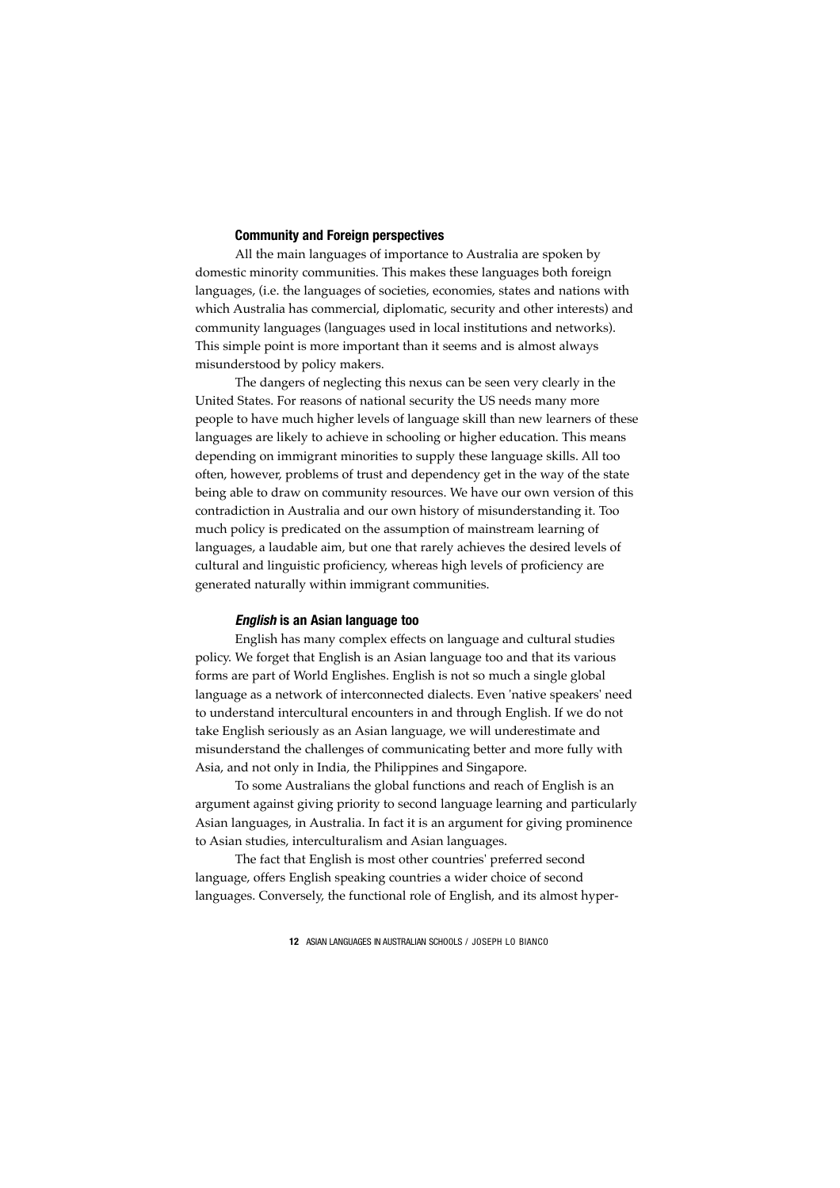### Community and Foreign perspectives

All the main languages of importance to Australia are spoken by domestic minority communities. This makes these languages both foreign languages, (i.e. the languages of societies, economies, states and nations with which Australia has commercial, diplomatic, security and other interests) and community languages (languages used in local institutions and networks). This simple point is more important than it seems and is almost always misunderstood by policy makers.

The dangers of neglecting this nexus can be seen very clearly in the United States. For reasons of national security the US needs many more people to have much higher levels of language skill than new learners of these languages are likely to achieve in schooling or higher education. This means depending on immigrant minorities to supply these language skills. All too often, however, problems of trust and dependency get in the way of the state being able to draw on community resources. We have our own version of this contradiction in Australia and our own history of misunderstanding it. Too much policy is predicated on the assumption of mainstream learning of languages, a laudable aim, but one that rarely achieves the desired levels of cultural and linguistic proficiency, whereas high levels of proficiency are generated naturally within immigrant communities.

### *English* is an Asian language too

English has many complex effects on language and cultural studies policy. We forget that English is an Asian language too and that its various forms are part of World Englishes. English is not so much a single global language as a network of interconnected dialects. Even 'native speakers' need to understand intercultural encounters in and through English. If we do not take English seriously as an Asian language, we will underestimate and misunderstand the challenges of communicating better and more fully with Asia, and not only in India, the Philippines and Singapore.

To some Australians the global functions and reach of English is an argument against giving priority to second language learning and particularly Asian languages, in Australia. In fact it is an argument for giving prominence to Asian studies, interculturalism and Asian languages.

The fact that English is most other countries' preferred second language, offers English speaking countries a wider choice of second languages. Conversely, the functional role of English, and its almost hyper-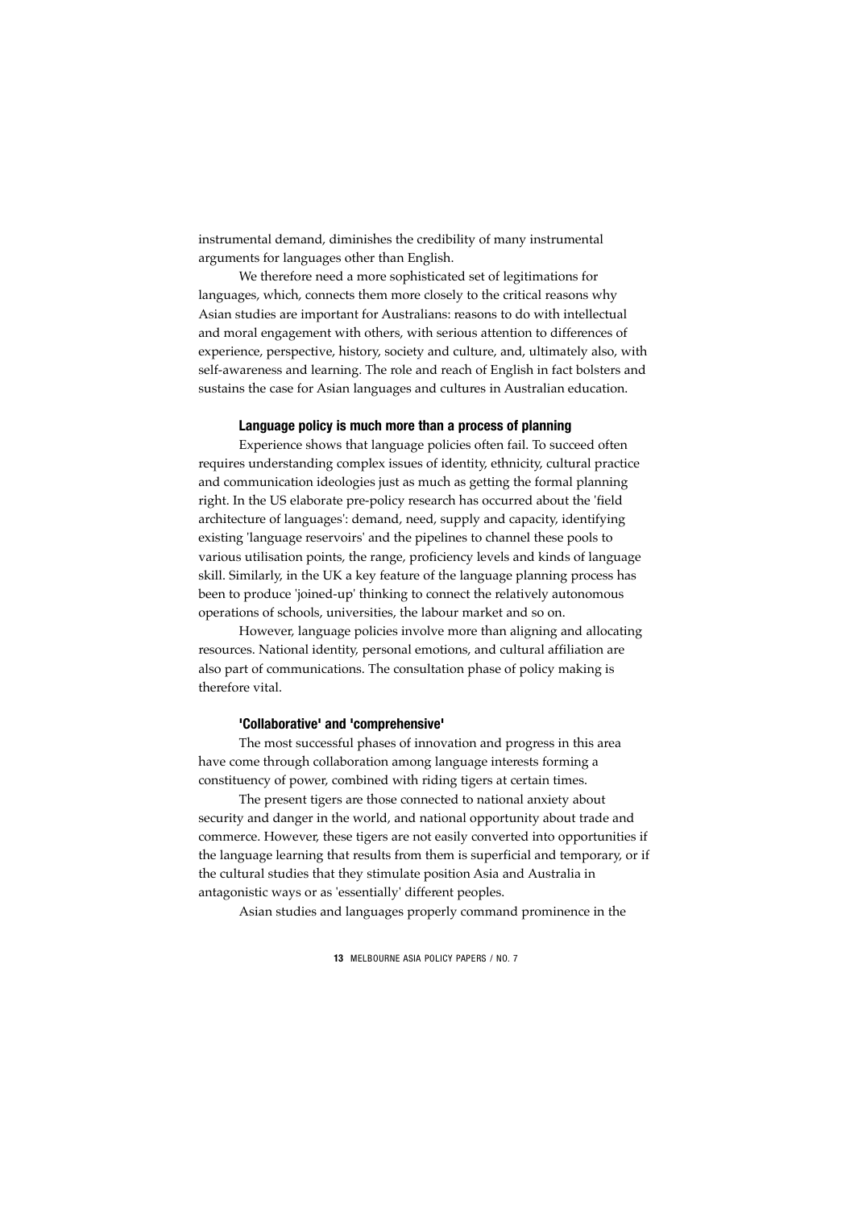instrumental demand, diminishes the credibility of many instrumental arguments for languages other than English.

We therefore need a more sophisticated set of legitimations for languages, which, connects them more closely to the critical reasons why Asian studies are important for Australians: reasons to do with intellectual and moral engagement with others, with serious attention to differences of experience, perspective, history, society and culture, and, ultimately also, with self-awareness and learning. The role and reach of English in fact bolsters and sustains the case for Asian languages and cultures in Australian education.

### Language policy is much more than a process of planning

Experience shows that language policies often fail. To succeed often requires understanding complex issues of identity, ethnicity, cultural practice and communication ideologies just as much as getting the formal planning right. In the US elaborate pre-policy research has occurred about the 'field architecture of languages': demand, need, supply and capacity, identifying existing 'language reservoirs' and the pipelines to channel these pools to various utilisation points, the range, proficiency levels and kinds of language skill. Similarly, in the UK a key feature of the language planning process has been to produce 'joined-up' thinking to connect the relatively autonomous operations of schools, universities, the labour market and so on.

However, language policies involve more than aligning and allocating resources. National identity, personal emotions, and cultural affiliation are also part of communications. The consultation phase of policy making is therefore vital.

### 'Collaborative' and 'comprehensive'

The most successful phases of innovation and progress in this area have come through collaboration among language interests forming a constituency of power, combined with riding tigers at certain times.

The present tigers are those connected to national anxiety about security and danger in the world, and national opportunity about trade and commerce. However, these tigers are not easily converted into opportunities if the language learning that results from them is superficial and temporary, or if the cultural studies that they stimulate position Asia and Australia in antagonistic ways or as 'essentially' different peoples.

Asian studies and languages properly command prominence in the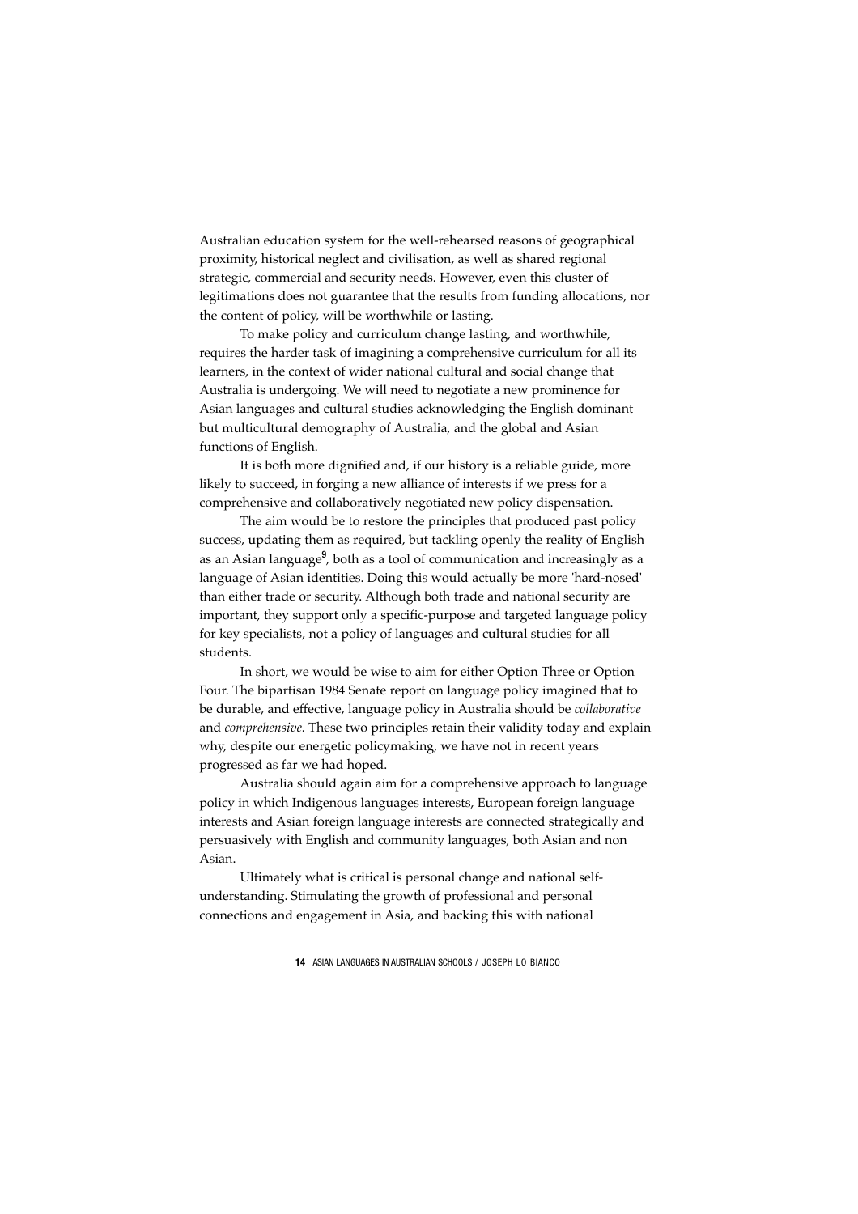Australian education system for the well-rehearsed reasons of geographical proximity, historical neglect and civilisation, as well as shared regional strategic, commercial and security needs. However, even this cluster of legitimations does not guarantee that the results from funding allocations, nor the content of policy, will be worthwhile or lasting.

To make policy and curriculum change lasting, and worthwhile, requires the harder task of imagining a comprehensive curriculum for all its learners, in the context of wider national cultural and social change that Australia is undergoing. We will need to negotiate a new prominence for Asian languages and cultural studies acknowledging the English dominant but multicultural demography of Australia, and the global and Asian functions of English.

It is both more dignified and, if our history is a reliable guide, more likely to succeed, in forging a new alliance of interests if we press for a comprehensive and collaboratively negotiated new policy dispensation.

The aim would be to restore the principles that produced past policy success, updating them as required, but tackling openly the reality of English as an Asian language[9], both as a tool of communication and increasingly as a language of Asian identities. Doing this would actually be more 'hard-nosed' than either trade or security. Although both trade and national security are important, they support only a specific-purpose and targeted language policy for key specialists, not a policy of languages and cultural studies for all students.

In short, we would be wise to aim for either Option Three or Option Four. The bipartisan 1984 Senate report on language policy imagined that to be durable, and effective, language policy in Australia should be *collaborative* and *comprehensive*. These two principles retain their validity today and explain why, despite our energetic policymaking, we have not in recent years progressed as far we had hoped.

Australia should again aim for a comprehensive approach to language policy in which Indigenous languages interests, European foreign language interests and Asian foreign language interests are connected strategically and persuasively with English and community languages, both Asian and non Asian.

Ultimately what is critical is personal change and national self-understanding. Stimulating the growth of professional and personal connections and engagement in Asia, and backing this with national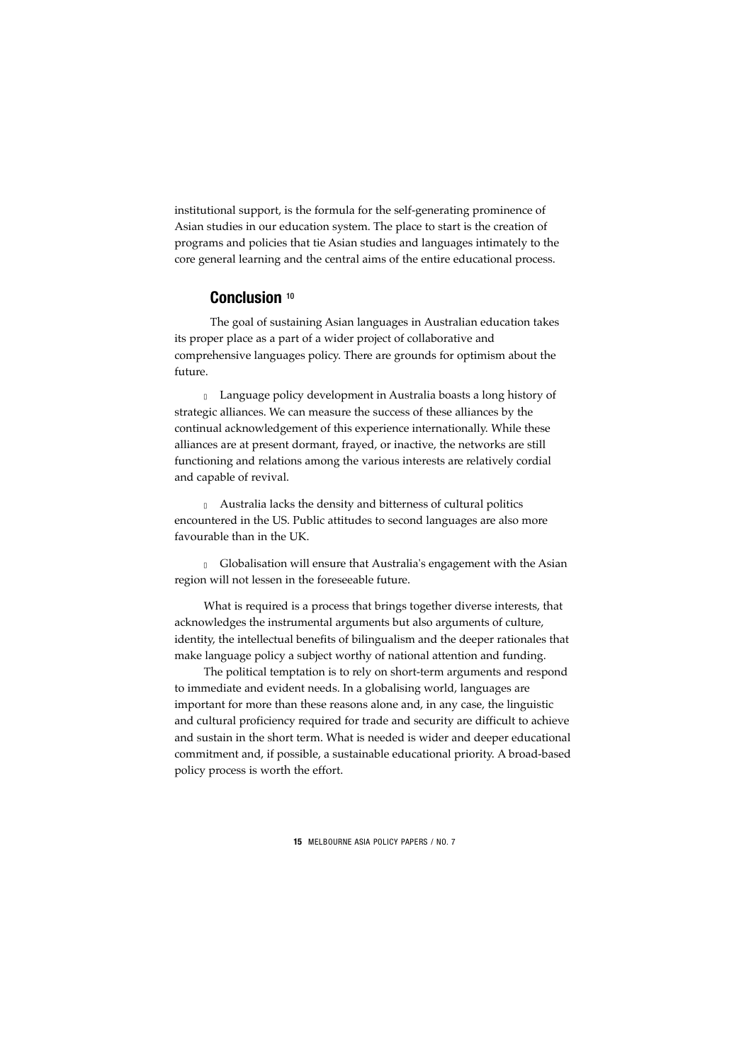institutional support, is the formula for the self-generating prominence of Asian studies in our education system. The place to start is the creation of programs and policies that tie Asian studies and languages intimately to the core general learning and the central aims of the entire educational process.

## Conclusion [10]

The goal of sustaining Asian languages in Australian education takes its proper place as a part of a wider project of collaborative and comprehensive languages policy. There are grounds for optimism about the future.

- Language policy development in Australia boasts a long history of strategic alliances. We can measure the success of these alliances by the continual acknowledgement of this experience internationally. While these alliances are at present dormant, frayed, or inactive, the networks are still functioning and relations among the various interests are relatively cordial and capable of revival.

- Australia lacks the density and bitterness of cultural politics encountered in the US. Public attitudes to second languages are also more favourable than in the UK.

- Globalisation will ensure that Australia's engagement with the Asian region will not lessen in the foreseeable future.

What is required is a process that brings together diverse interests, that acknowledges the instrumental arguments but also arguments of culture, identity, the intellectual benefits of bilingualism and the deeper rationales that make language policy a subject worthy of national attention and funding.

The political temptation is to rely on short-term arguments and respond to immediate and evident needs. In a globalising world, languages are important for more than these reasons alone and, in any case, the linguistic and cultural proficiency required for trade and security are difficult to achieve and sustain in the short term. What is needed is wider and deeper educational commitment and, if possible, a sustainable educational priority. A broad-based policy process is worth the effort.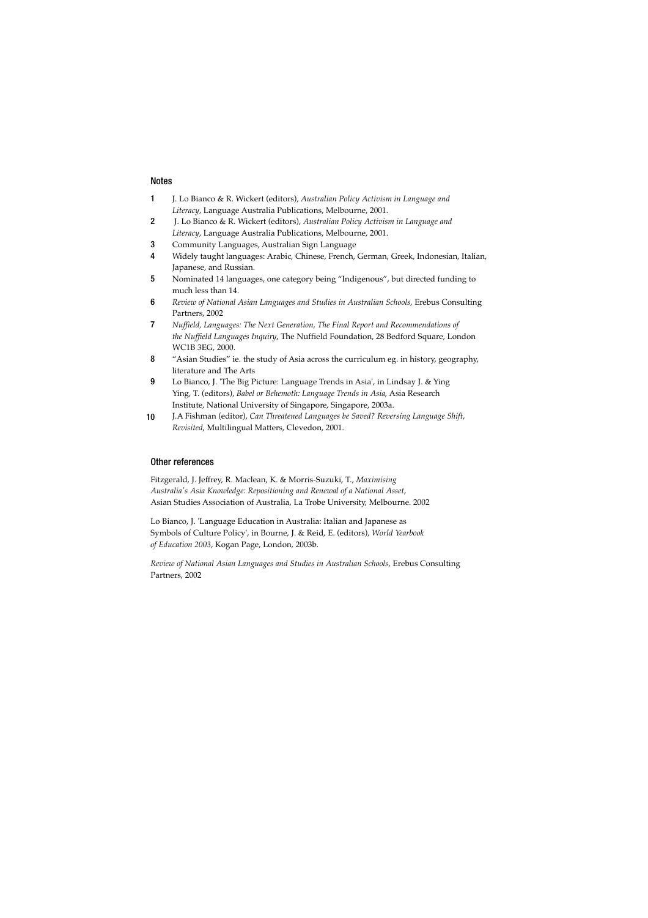## Notes

1. J. Lo Bianco & R. Wickert (editors), *Australian Policy Activism in Language and Literacy*, Language Australia Publications, Melbourne, 2001.
2. J. Lo Bianco & R. Wickert (editors), *Australian Policy Activism in Language and Literacy*, Language Australia Publications, Melbourne, 2001.
3. Community Languages, Australian Sign Language
4. Widely taught languages: Arabic, Chinese, French, German, Greek, Indonesian, Italian, Japanese, and Russian.
5. Nominated 14 languages, one category being "Indigenous", but directed funding to much less than 14.
6. *Review of National Asian Languages and Studies in Australian Schools*, Erebus Consulting Partners, 2002
7. *Nuffield, Languages: The Next Generation, The Final Report and Recommendations of the Nuffield Languages Inquiry*, The Nuffield Foundation, 28 Bedford Square, London WC1B 3EG, 2000.
8. "Asian Studies" ie. the study of Asia across the curriculum eg. in history, geography, literature and The Arts
9. Lo Bianco, J. 'The Big Picture: Language Trends in Asia', in Lindsay J. & Ying Ying, T. (editors), *Babel or Behemoth: Language Trends in Asia*, Asia Research Institute, National University of Singapore, Singapore, 2003a.
10. J.A Fishman (editor), *Can Threatened Languages be Saved? Reversing Language Shift, Revisited*, Multilingual Matters, Clevedon, 2001.

## Other references

Fitzgerald, J. Jeffrey, R. Maclean, K. & Morris-Suzuki, T., *Maximising Australia's Asia Knowledge: Repositioning and Renewal of a National Asset*, Asian Studies Association of Australia, La Trobe University, Melbourne. 2002

Lo Bianco, J. 'Language Education in Australia: Italian and Japanese as Symbols of Culture Policy', in Bourne, J. & Reid, E. (editors), *World Yearbook of Education 2003*, Kogan Page, London, 2003b.

*Review of National Asian Languages and Studies in Australian Schools*, Erebus Consulting Partners, 2002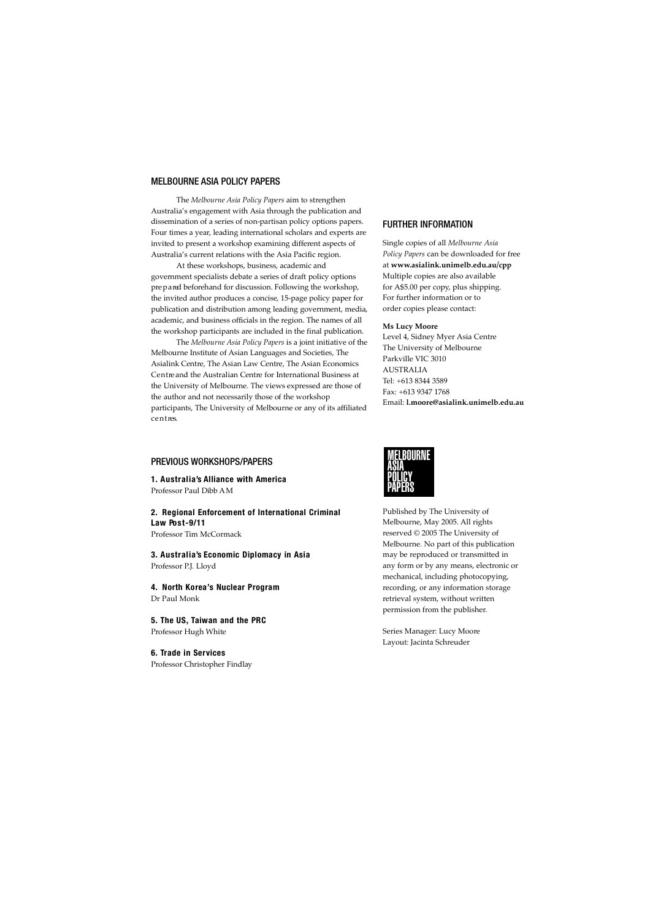## MELBOURNE ASIA POLICY PAPERS

The *Melbourne Asia Policy Papers* aim to strengthen Australia's engagement with Asia through the publication and dissemination of a series of non-partisan policy options papers. Four times a year, leading international scholars and experts are invited to present a workshop examining different aspects of Australia's current relations with the Asia Pacific region.

At these workshops, business, academic and government specialists debate a series of draft policy options prepared beforehand for discussion. Following the workshop, the invited author produces a concise, 15-page policy paper for publication and distribution among leading government, media, academic, and business officials in the region. The names of all the workshop participants are included in the final publication.

The *Melbourne Asia Policy Papers* is a joint initiative of the Melbourne Institute of Asian Languages and Societies, The Asialink Centre, The Asian Law Centre, The Asian Economics Centre and the Australian Centre for International Business at the University of Melbourne. The views expressed are those of the author and not necessarily those of the workshop participants, The University of Melbourne or any of its affiliated centres.

## FURTHER INFORMATION

Single copies of all *Melbourne Asia Policy Papers* can be downloaded for free at **www.asialink.unimelb.edu.au/cpp** Multiple copies are also available for A$5.00 per copy, plus shipping. For further information or to order copies please contact:

**Ms Lucy Moore**
Level 4, Sidney Myer Asia Centre
The University of Melbourne
Parkville VIC 3010
AUSTRALIA
Tel: +613 8344 3589
Fax: +613 9347 1768
Email: **l.moore@asialink.unimelb.edu.au**

## PREVIOUS WORKSHOPS/PAPERS

**1. Australia's Alliance with America**
Professor Paul Dibb AM

**2. Regional Enforcement of International Criminal Law Post-9/11**
Professor Tim McCormack

**3. Australia's Economic Diplomacy in Asia**
Professor P.J. Lloyd

**4. North Korea's Nuclear Program**
Dr Paul Monk

**5. The US, Taiwan and the PRC**
Professor Hugh White

**6. Trade in Services**
Professor Christopher Findlay

MELBOURNE ASIA POLICY PAPERS

Published by The University of Melbourne, May 2005. All rights reserved © 2005 The University of Melbourne. No part of this publication may be reproduced or transmitted in any form or by any means, electronic or mechanical, including photocopying, recording, or any information storage retrieval system, without written permission from the publisher.

Series Manager: Lucy Moore
Layout: Jacinta Schreuder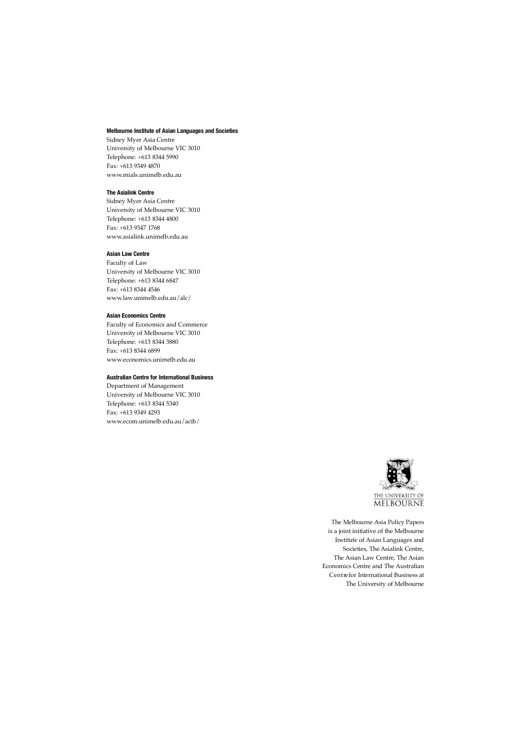**Melbourne Institute of Asian Languages and Societies**
Sidney Myer Asia Centre
University of Melbourne VIC 3010
Telephone: +613 8344 5990
Fax: +613 9349 4870
www.mials.unimelb.edu.au

**The Asialink Centre**
Sidney Myer Asia Centre
University of Melbourne VIC 3010
Telephone: +613 8344 4800
Fax: +613 9347 1768
www.asialink.unimelb.edu.au

**Asian Law Centre**
Faculty of Law
University of Melbourne VIC 3010
Telephone: +613 8344 6847
Fax: +613 8344 4546
www.law.unimelb.edu.au/alc/

**Asian Economics Centre**
Faculty of Economics and Commerce
University of Melbourne VIC 3010
Telephone: +613 8344 3880
Fax: +613 8344 6899
www.economics.unimelb.edu.au

**Australian Centre for International Business**
Department of Management
University of Melbourne VIC 3010
Telephone: +613 8344 5340
Fax: +613 9349 4293
www.ecom.unimelb.edu.au/acib/

THE UNIVERSITY OF MELBOURNE

The Melbourne Asia Policy Papers is a joint initiative of the Melbourne Institute of Asian Languages and Societies, The Asialink Centre, The Asian Law Centre, The Asian Economics Centre and The Australian Centre for International Business at The University of Melbourne